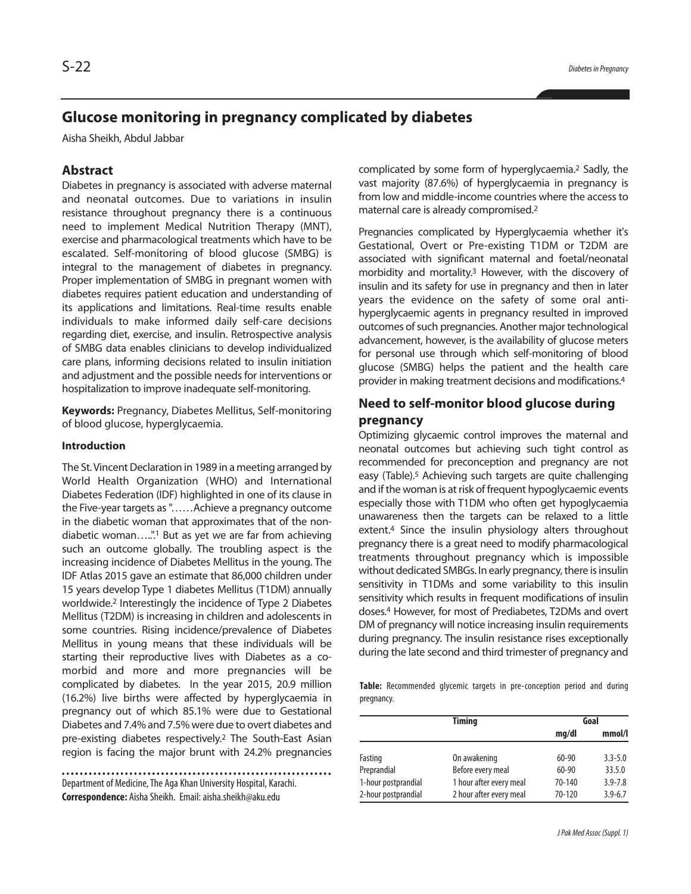# Glucose monitoring in pregnancy complicated by diabetes

Aisha Sheikh, Abdul Jabbar

## Abstract

Diabetes in pregnancy is associated with adverse maternal and neonatal outcomes. Due to variations in insulin resistance throughout pregnancy there is a continuous need to implement Medical Nutrition Therapy (MNT), exercise and pharmacological treatments which have to be escalated. Self-monitoring of blood glucose (SMBG) is integral to the management of diabetes in pregnancy. Proper implementation of SMBG in pregnant women with diabetes requires patient education and understanding of its applications and limitations. Real-time results enable individuals to make informed daily self-care decisions regarding diet, exercise, and insulin. Retrospective analysis of SMBG data enables clinicians to develop individualized care plans, informing decisions related to insulin initiation and adjustment and the possible needs for interventions or hospitalization to improve inadequate self-monitoring.

**Keywords:** Pregnancy, Diabetes Mellitus, Self-monitoring of blood glucose, hyperglycaemia.

### Introduction

The St. Vincent Declaration in 1989 in a meeting arranged by World Health Organization (WHO) and International Diabetes Federation (IDF) highlighted in one of its clause in the Five-year targets as "……Achieve a pregnancy outcome in the diabetic woman that approximates that of the non-diabetic woman…..".[1] But as yet we are far from achieving such an outcome globally. The troubling aspect is the increasing incidence of Diabetes Mellitus in the young. The IDF Atlas 2015 gave an estimate that 86,000 children under 15 years develop Type 1 diabetes Mellitus (T1DM) annually worldwide.[2] Interestingly the incidence of Type 2 Diabetes Mellitus (T2DM) is increasing in children and adolescents in some countries. Rising incidence/prevalence of Diabetes Mellitus in young means that these individuals will be starting their reproductive lives with Diabetes as a co-morbid and more and more pregnancies will be complicated by diabetes. In the year 2015, 20.9 million (16.2%) live births were affected by hyperglycaemia in pregnancy out of which 85.1% were due to Gestational Diabetes and 7.4% and 7.5% were due to overt diabetes and pre-existing diabetes respectively.[2] The South-East Asian region is facing the major brunt with 24.2% pregnancies complicated by some form of hyperglycaemia.[2] Sadly, the vast majority (87.6%) of hyperglycaemia in pregnancy is from low and middle-income countries where the access to maternal care is already compromised.[2]

Pregnancies complicated by Hyperglycaemia whether it's Gestational, Overt or Pre-existing T1DM or T2DM are associated with significant maternal and foetal/neonatal morbidity and mortality.[3] However, with the discovery of insulin and its safety for use in pregnancy and then in later years the evidence on the safety of some oral anti-hyperglycaemic agents in pregnancy resulted in improved outcomes of such pregnancies. Another major technological advancement, however, is the availability of glucose meters for personal use through which self-monitoring of blood glucose (SMBG) helps the patient and the health care provider in making treatment decisions and modifications.[4]

## Need to self-monitor blood glucose during pregnancy

Optimizing glycaemic control improves the maternal and neonatal outcomes but achieving such tight control as recommended for preconception and pregnancy are not easy (Table).[5] Achieving such targets are quite challenging and if the woman is at risk of frequent hypoglycaemic events especially those with T1DM who often get hypoglycaemia unawareness then the targets can be relaxed to a little extent.[4] Since the insulin physiology alters throughout pregnancy there is a great need to modify pharmacological treatments throughout pregnancy which is impossible without dedicated SMBGs. In early pregnancy, there is insulin sensitivity in T1DMs and some variability to this insulin sensitivity which results in frequent modifications of insulin doses.[4] However, for most of Prediabetes, T2DMs and overt DM of pregnancy will notice increasing insulin requirements during pregnancy. The insulin resistance rises exceptionally during the late second and third trimester of pregnancy and

**Table:** Recommended glycemic targets in pre-conception period and during pregnancy.

| | Timing | Goal | |
|---|---|---|---|
| | | mg/dl | mmol/l |
| Fasting | On awakening | 60-90 | 3.3-5.0 |
| Preprandial | Before every meal | 60-90 | 33.5.0 |
| 1-hour postprandial | 1 hour after every meal | 70-140 | 3.9-7.8 |
| 2-hour postprandial | 2 hour after every meal | 70-120 | 3.9-6.7 |

Department of Medicine, The Aga Khan University Hospital, Karachi.

**Correspondence:** Aisha Sheikh. Email: aisha.sheikh@aku.edu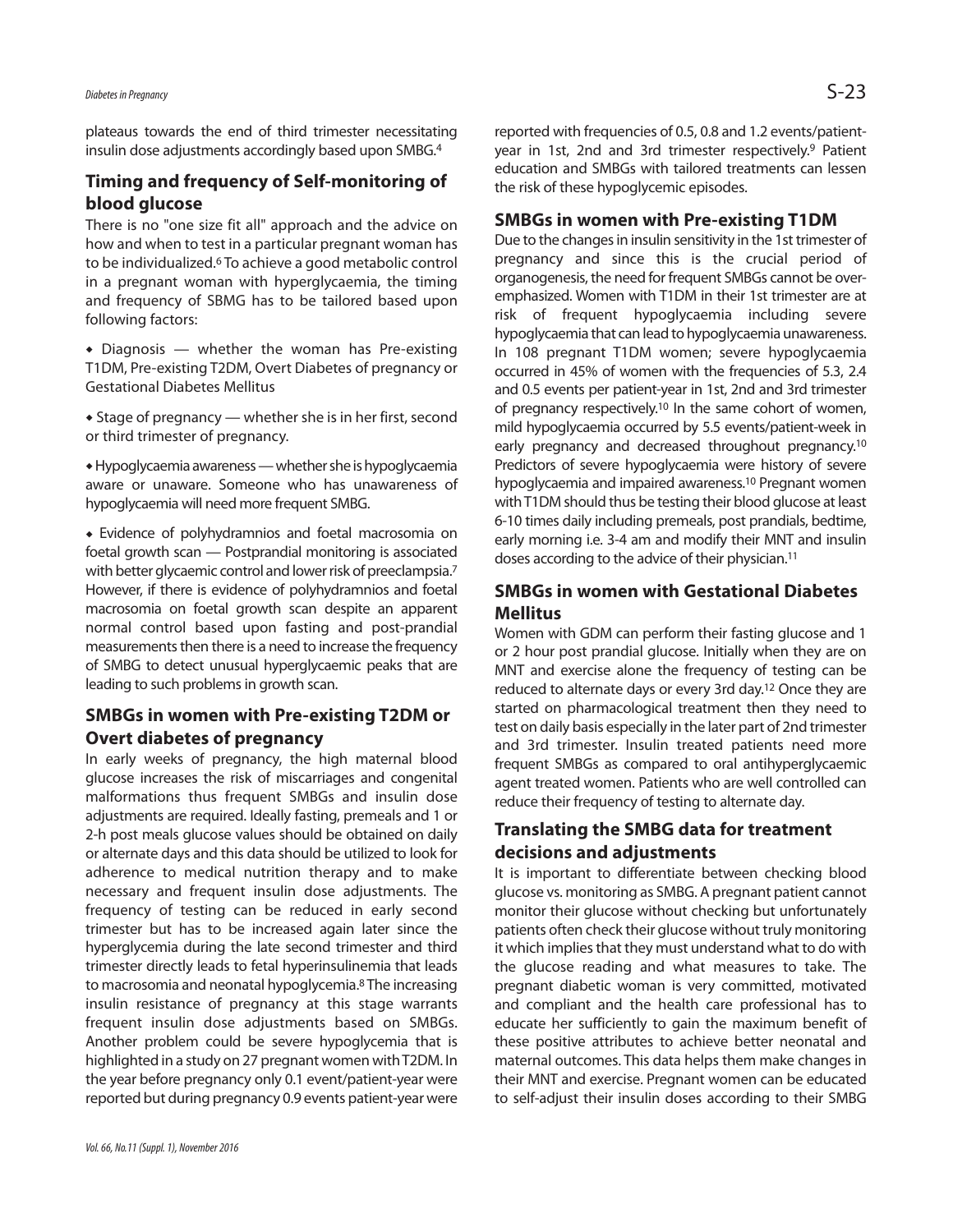plateaus towards the end of third trimester necessitating insulin dose adjustments accordingly based upon SMBG.[4]

## Timing and frequency of Self-monitoring of blood glucose

There is no "one size fit all" approach and the advice on how and when to test in a particular pregnant woman has to be individualized.[6] To achieve a good metabolic control in a pregnant woman with hyperglycaemia, the timing and frequency of SBMG has to be tailored based upon following factors:

- Diagnosis — whether the woman has Pre-existing T1DM, Pre-existing T2DM, Overt Diabetes of pregnancy or Gestational Diabetes Mellitus
- Stage of pregnancy — whether she is in her first, second or third trimester of pregnancy.
- Hypoglycaemia awareness — whether she is hypoglycaemia aware or unaware. Someone who has unawareness of hypoglycaemia will need more frequent SMBG.
- Evidence of polyhydramnios and foetal macrosomia on foetal growth scan — Postprandial monitoring is associated with better glycaemic control and lower risk of preeclampsia.[7] However, if there is evidence of polyhydramnios and foetal macrosomia on foetal growth scan despite an apparent normal control based upon fasting and post-prandial measurements then there is a need to increase the frequency of SMBG to detect unusual hyperglycaemic peaks that are leading to such problems in growth scan.

## SMBGs in women with Pre-existing T2DM or Overt diabetes of pregnancy

In early weeks of pregnancy, the high maternal blood glucose increases the risk of miscarriages and congenital malformations thus frequent SMBGs and insulin dose adjustments are required. Ideally fasting, premeals and 1 or 2-h post meals glucose values should be obtained on daily or alternate days and this data should be utilized to look for adherence to medical nutrition therapy and to make necessary and frequent insulin dose adjustments. The frequency of testing can be reduced in early second trimester but has to be increased again later since the hyperglycemia during the late second trimester and third trimester directly leads to fetal hyperinsulinemia that leads to macrosomia and neonatal hypoglycemia.[8] The increasing insulin resistance of pregnancy at this stage warrants frequent insulin dose adjustments based on SMBGs. Another problem could be severe hypoglycemia that is highlighted in a study on 27 pregnant women with T2DM. In the year before pregnancy only 0.1 event/patient-year were reported but during pregnancy 0.9 events patient-year were reported with frequencies of 0.5, 0.8 and 1.2 events/patient-year in 1st, 2nd and 3rd trimester respectively.[9] Patient education and SMBGs with tailored treatments can lessen the risk of these hypoglycemic episodes.

## SMBGs in women with Pre-existing T1DM

Due to the changes in insulin sensitivity in the 1st trimester of pregnancy and since this is the crucial period of organogenesis, the need for frequent SMBGs cannot be over-emphasized. Women with T1DM in their 1st trimester are at risk of frequent hypoglycaemia including severe hypoglycaemia that can lead to hypoglycaemia unawareness. In 108 pregnant T1DM women; severe hypoglycaemia occurred in 45% of women with the frequencies of 5.3, 2.4 and 0.5 events per patient-year in 1st, 2nd and 3rd trimester of pregnancy respectively.[10] In the same cohort of women, mild hypoglycaemia occurred by 5.5 events/patient-week in early pregnancy and decreased throughout pregnancy.[10] Predictors of severe hypoglycaemia were history of severe hypoglycaemia and impaired awareness.[10] Pregnant women with T1DM should thus be testing their blood glucose at least 6-10 times daily including premeals, post prandials, bedtime, early morning i.e. 3-4 am and modify their MNT and insulin doses according to the advice of their physician.[11]

## SMBGs in women with Gestational Diabetes Mellitus

Women with GDM can perform their fasting glucose and 1 or 2 hour post prandial glucose. Initially when they are on MNT and exercise alone the frequency of testing can be reduced to alternate days or every 3rd day.[12] Once they are started on pharmacological treatment then they need to test on daily basis especially in the later part of 2nd trimester and 3rd trimester. Insulin treated patients need more frequent SMBGs as compared to oral antihyperglycaemic agent treated women. Patients who are well controlled can reduce their frequency of testing to alternate day.

## Translating the SMBG data for treatment decisions and adjustments

It is important to differentiate between checking blood glucose vs. monitoring as SMBG. A pregnant patient cannot monitor their glucose without checking but unfortunately patients often check their glucose without truly monitoring it which implies that they must understand what to do with the glucose reading and what measures to take. The pregnant diabetic woman is very committed, motivated and compliant and the health care professional has to educate her sufficiently to gain the maximum benefit of these positive attributes to achieve better neonatal and maternal outcomes. This data helps them make changes in their MNT and exercise. Pregnant women can be educated to self-adjust their insulin doses according to their SMBG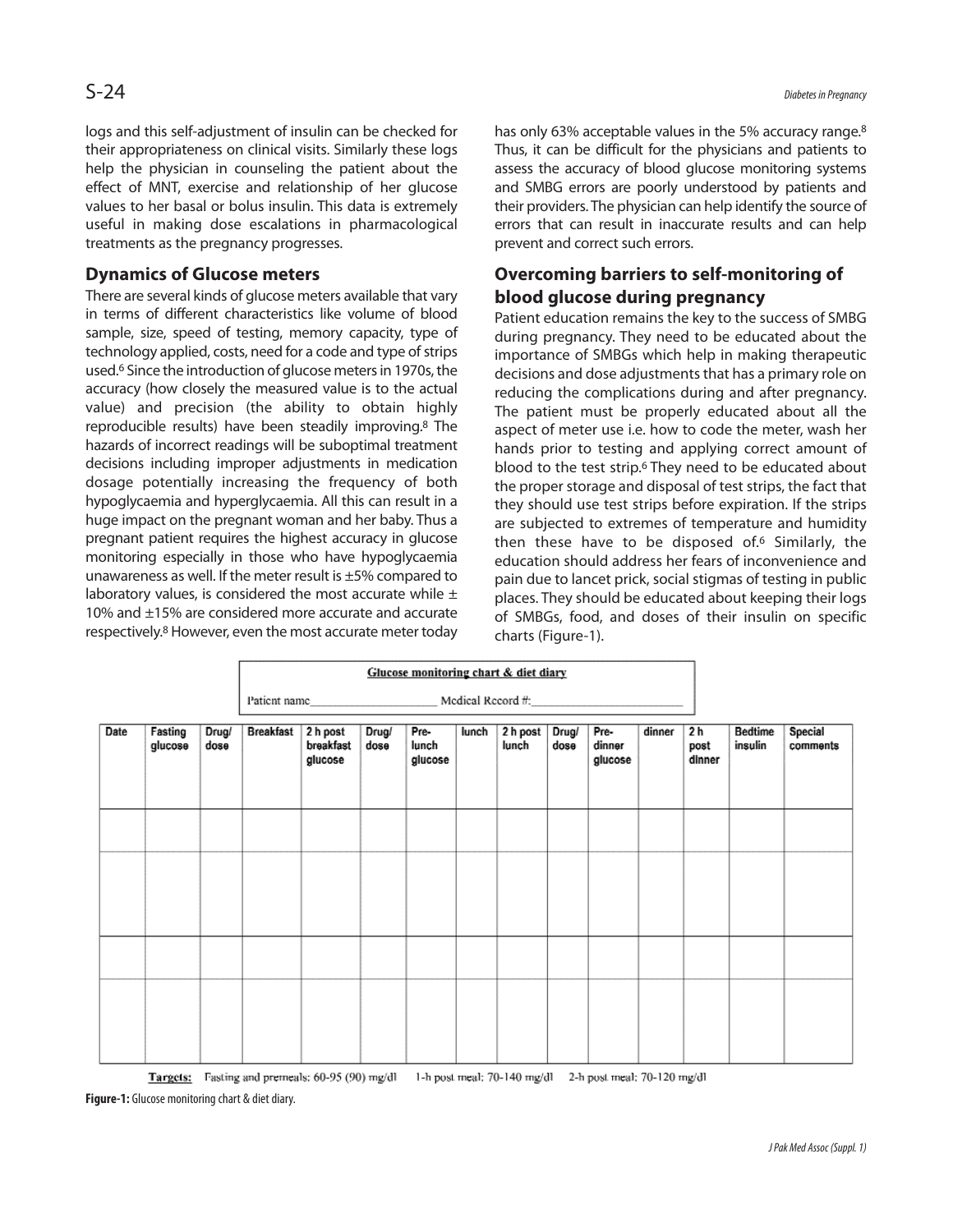logs and this self-adjustment of insulin can be checked for their appropriateness on clinical visits. Similarly these logs help the physician in counseling the patient about the effect of MNT, exercise and relationship of her glucose values to her basal or bolus insulin. This data is extremely useful in making dose escalations in pharmacological treatments as the pregnancy progresses.

## Dynamics of Glucose meters

There are several kinds of glucose meters available that vary in terms of different characteristics like volume of blood sample, size, speed of testing, memory capacity, type of technology applied, costs, need for a code and type of strips used.[6] Since the introduction of glucose meters in 1970s, the accuracy (how closely the measured value is to the actual value) and precision (the ability to obtain highly reproducible results) have been steadily improving.[8] The hazards of incorrect readings will be suboptimal treatment decisions including improper adjustments in medication dosage potentially increasing the frequency of both hypoglycaemia and hyperglycaemia. All this can result in a huge impact on the pregnant woman and her baby. Thus a pregnant patient requires the highest accuracy in glucose monitoring especially in those who have hypoglycaemia unawareness as well. If the meter result is ±5% compared to laboratory values, is considered the most accurate while ± 10% and ±15% are considered more accurate and accurate respectively.[8] However, even the most accurate meter today has only 63% acceptable values in the 5% accuracy range.[8] Thus, it can be difficult for the physicians and patients to assess the accuracy of blood glucose monitoring systems and SMBG errors are poorly understood by patients and their providers. The physician can help identify the source of errors that can result in inaccurate results and can help prevent and correct such errors.

## Overcoming barriers to self-monitoring of blood glucose during pregnancy

Patient education remains the key to the success of SMBG during pregnancy. They need to be educated about the importance of SMBGs which help in making therapeutic decisions and dose adjustments that has a primary role on reducing the complications during and after pregnancy. The patient must be properly educated about all the aspect of meter use i.e. how to code the meter, wash her hands prior to testing and applying correct amount of blood to the test strip.[6] They need to be educated about the proper storage and disposal of test strips, the fact that they should use test strips before expiration. If the strips are subjected to extremes of temperature and humidity then these have to be disposed of.[6] Similarly, the education should address her fears of inconvenience and pain due to lancet prick, social stigmas of testing in public places. They should be educated about keeping their logs of SMBGs, food, and doses of their insulin on specific charts (Figure-1).

**Glucose monitoring chart & diet diary**

Patient name____________________ Medical Record #:______________________

| Date | Fasting glucose | Drug/ dose | Breakfast | 2 h post breakfast glucose | Drug/ dose | Pre-lunch glucose | lunch | 2 h post lunch | Drug/ dose | Pre-dinner glucose | dinner | 2 h post dinner | Bedtime insulin | Special comments |
|---|---|---|---|---|---|---|---|---|---|---|---|---|---|---|
| | | | | | | | | | | | | | | |
| | | | | | | | | | | | | | | |
| | | | | | | | | | | | | | | |
| | | | | | | | | | | | | | | |

**Targets:** Fasting and premeals: 60-95 (90) mg/dl 1-h post meal: 70-140 mg/dl 2-h post meal: 70-120 mg/dl

**Figure-1:** Glucose monitoring chart & diet diary.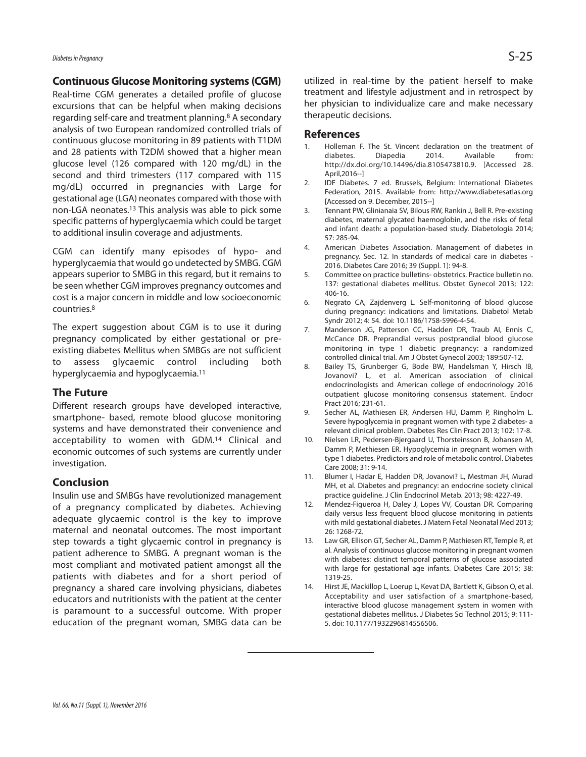## Continuous Glucose Monitoring systems (CGM)

Real-time CGM generates a detailed profile of glucose excursions that can be helpful when making decisions regarding self-care and treatment planning.[8] A secondary analysis of two European randomized controlled trials of continuous glucose monitoring in 89 patients with T1DM and 28 patients with T2DM showed that a higher mean glucose level (126 compared with 120 mg/dL) in the second and third trimesters (117 compared with 115 mg/dL) occurred in pregnancies with Large for gestational age (LGA) neonates compared with those with non-LGA neonates.[13] This analysis was able to pick some specific patterns of hyperglycaemia which could be target to additional insulin coverage and adjustments.

CGM can identify many episodes of hypo- and hyperglycaemia that would go undetected by SMBG. CGM appears superior to SMBG in this regard, but it remains to be seen whether CGM improves pregnancy outcomes and cost is a major concern in middle and low socioeconomic countries.[8]

The expert suggestion about CGM is to use it during pregnancy complicated by either gestational or pre-existing diabetes Mellitus when SMBGs are not sufficient to assess glycaemic control including both hyperglycaemia and hypoglycaemia.[11]

## The Future

Different research groups have developed interactive, smartphone- based, remote blood glucose monitoring systems and have demonstrated their convenience and acceptability to women with GDM.[14] Clinical and economic outcomes of such systems are currently under investigation.

## Conclusion

Insulin use and SMBGs have revolutionized management of a pregnancy complicated by diabetes. Achieving adequate glycaemic control is the key to improve maternal and neonatal outcomes. The most important step towards a tight glycaemic control in pregnancy is patient adherence to SMBG. A pregnant woman is the most compliant and motivated patient amongst all the patients with diabetes and for a short period of pregnancy a shared care involving physicians, diabetes educators and nutritionists with the patient at the center is paramount to a successful outcome. With proper education of the pregnant woman, SMBG data can be utilized in real-time by the patient herself to make treatment and lifestyle adjustment and in retrospect by her physician to individualize care and make necessary therapeutic decisions.

## References

1. Holleman F. The St. Vincent declaration on the treatment of diabetes. Diapedia 2014. Available from: http://dx.doi.org/10.14496/dia.8105473810.9. [Accessed 28. April,2016--]
2. IDF Diabetes. 7 ed. Brussels, Belgium: International Diabetes Federation, 2015. Available from: http://www.diabetesatlas.org [Accessed on 9. December, 2015--]
3. Tennant PW, Glinianaia SV, Bilous RW, Rankin J, Bell R. Pre-existing diabetes, maternal glycated haemoglobin, and the risks of fetal and infant death: a population-based study. Diabetologia 2014; 57: 285-94.
4. American Diabetes Association. Management of diabetes in pregnancy. Sec. 12. In standards of medical care in diabetes - 2016. Diabetes Care 2016; 39 (Suppl. 1): 94-8.
5. Committee on practice bulletins- obstetrics. Practice bulletin no. 137: gestational diabetes mellitus. Obstet Gynecol 2013; 122: 406-16.
6. Negrato CA, Zajdenverg L. Self-monitoring of blood glucose during pregnancy: indications and limitations. Diabetol Metab Syndr 2012; 4: 54. doi: 10.1186/1758-5996-4-54.
7. Manderson JG, Patterson CC, Hadden DR, Traub AI, Ennis C, McCance DR. Preprandial versus postprandial blood glucose monitoring in type 1 diabetic pregnancy: a randomized controlled clinical trial. Am J Obstet Gynecol 2003; 189:507-12.
8. Bailey TS, Grunberger G, Bode BW, Handelsman Y, Hirsch IB, Jovanovi? L, et al. American association of clinical endocrinologists and American college of endocrinology 2016 outpatient glucose monitoring consensus statement. Endocr Pract 2016; 231-61.
9. Secher AL, Mathiesen ER, Andersen HU, Damm P, Ringholm L. Severe hypoglycemia in pregnant women with type 2 diabetes- a relevant clinical problem. Diabetes Res Clin Pract 2013; 102: 17-8.
10. Nielsen LR, Pedersen-Bjergaard U, Thorsteinsson B, Johansen M, Damm P, Methiesen ER. Hypoglycemia in pregnant women with type 1 diabetes. Predictors and role of metabolic control. Diabetes Care 2008; 31: 9-14.
11. Blumer I, Hadar E, Hadden DR, Jovanovi? L, Mestman JH, Murad MH, et al. Diabetes and pregnancy: an endocrine society clinical practice guideline. J Clin Endocrinol Metab. 2013; 98: 4227-49.
12. Mendez-Figueroa H, Daley J, Lopes VV, Coustan DR. Comparing daily versus less frequent blood glucose monitoring in patients with mild gestational diabetes. J Matern Fetal Neonatal Med 2013; 26: 1268-72.
13. Law GR, Ellison GT, Secher AL, Damm P, Mathiesen RT, Temple R, et al. Analysis of continuous glucose monitoring in pregnant women with diabetes: distinct temporal patterns of glucose associated with large for gestational age infants. Diabetes Care 2015; 38: 1319-25.
14. Hirst JE, Mackillop L, Loerup L, Kevat DA, Bartlett K, Gibson O, et al. Acceptability and user satisfaction of a smartphone-based, interactive blood glucose management system in women with gestational diabetes mellitus. J Diabetes Sci Technol 2015; 9: 111-5. doi: 10.1177/1932296814556506.